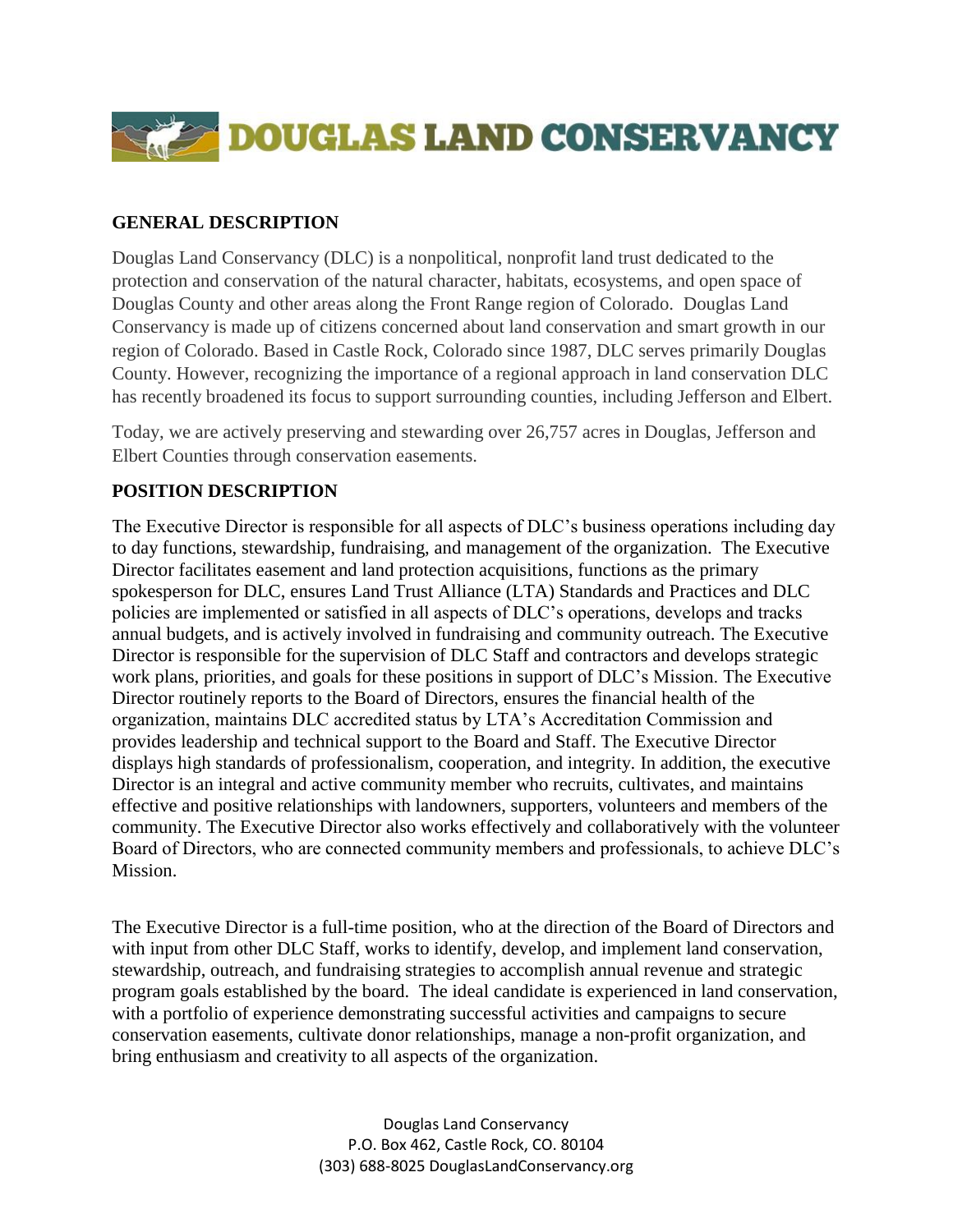# DOUGLAS LAND CONSERVANCY

**GENERAL DESCRIPTION**

Douglas Land Conservancy (DLC) is a nonpolitical, nonprofit land trust dedicated to the protection and conservation of the natural character, habitats, ecosystems, and open space of Douglas County and other areas along the Front Range region of Colorado. Douglas Land Conservancy is made up of citizens concerned about land conservation and smart growth in our region of Colorado. Based in Castle Rock, Colorado since 1987, DLC serves primarily Douglas County. However, recognizing the importance of a regional approach in land conservation DLC has recently broadened its focus to support surrounding counties, including Jefferson and Elbert.

Today, we are actively preserving and stewarding over 26,757 acres in Douglas, Jefferson and Elbert Counties through conservation easements.

**POSITION DESCRIPTION**

The Executive Director is responsible for all aspects of DLC's business operations including day to day functions, stewardship, fundraising, and management of the organization. The Executive Director facilitates easement and land protection acquisitions, functions as the primary spokesperson for DLC, ensures Land Trust Alliance (LTA) Standards and Practices and DLC policies are implemented or satisfied in all aspects of DLC's operations, develops and tracks annual budgets, and is actively involved in fundraising and community outreach. The Executive Director is responsible for the supervision of DLC Staff and contractors and develops strategic work plans, priorities, and goals for these positions in support of DLC's Mission. The Executive Director routinely reports to the Board of Directors, ensures the financial health of the organization, maintains DLC accredited status by LTA's Accreditation Commission and provides leadership and technical support to the Board and Staff. The Executive Director displays high standards of professionalism, cooperation, and integrity. In addition, the executive Director is an integral and active community member who recruits, cultivates, and maintains effective and positive relationships with landowners, supporters, volunteers and members of the community. The Executive Director also works effectively and collaboratively with the volunteer Board of Directors, who are connected community members and professionals, to achieve DLC's Mission.

The Executive Director is a full-time position, who at the direction of the Board of Directors and with input from other DLC Staff, works to identify, develop, and implement land conservation, stewardship, outreach, and fundraising strategies to accomplish annual revenue and strategic program goals established by the board. The ideal candidate is experienced in land conservation, with a portfolio of experience demonstrating successful activities and campaigns to secure conservation easements, cultivate donor relationships, manage a non-profit organization, and bring enthusiasm and creativity to all aspects of the organization.

Douglas Land Conservancy
P.O. Box 462, Castle Rock, CO. 80104
(303) 688-8025 DouglasLandConservancy.org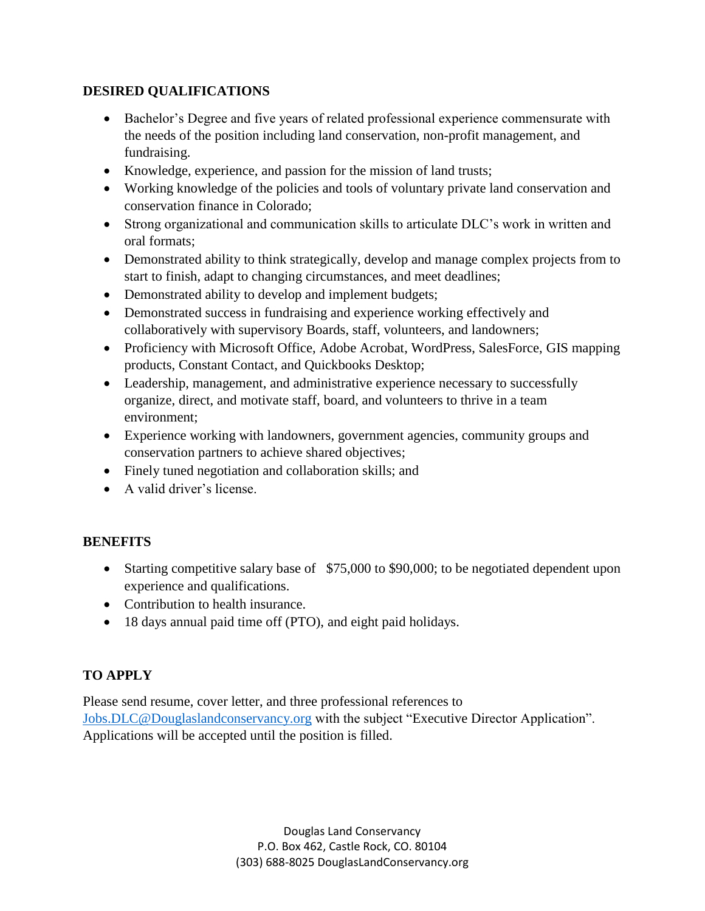## DESIRED QUALIFICATIONS

- Bachelor's Degree and five years of related professional experience commensurate with the needs of the position including land conservation, non-profit management, and fundraising.
- Knowledge, experience, and passion for the mission of land trusts;
- Working knowledge of the policies and tools of voluntary private land conservation and conservation finance in Colorado;
- Strong organizational and communication skills to articulate DLC's work in written and oral formats;
- Demonstrated ability to think strategically, develop and manage complex projects from to start to finish, adapt to changing circumstances, and meet deadlines;
- Demonstrated ability to develop and implement budgets;
- Demonstrated success in fundraising and experience working effectively and collaboratively with supervisory Boards, staff, volunteers, and landowners;
- Proficiency with Microsoft Office, Adobe Acrobat, WordPress, SalesForce, GIS mapping products, Constant Contact, and Quickbooks Desktop;
- Leadership, management, and administrative experience necessary to successfully organize, direct, and motivate staff, board, and volunteers to thrive in a team environment;
- Experience working with landowners, government agencies, community groups and conservation partners to achieve shared objectives;
- Finely tuned negotiation and collaboration skills; and
- A valid driver's license.

## BENEFITS

- Starting competitive salary base of $75,000 to $90,000; to be negotiated dependent upon experience and qualifications.
- Contribution to health insurance.
- 18 days annual paid time off (PTO), and eight paid holidays.

## TO APPLY

Please send resume, cover letter, and three professional references to [Jobs.DLC@Douglaslandconservancy.org](mailto:Jobs.DLC@Douglaslandconservancy.org) with the subject "Executive Director Application". Applications will be accepted until the position is filled.

Douglas Land Conservancy
P.O. Box 462, Castle Rock, CO. 80104
(303) 688-8025 DouglasLandConservancy.org